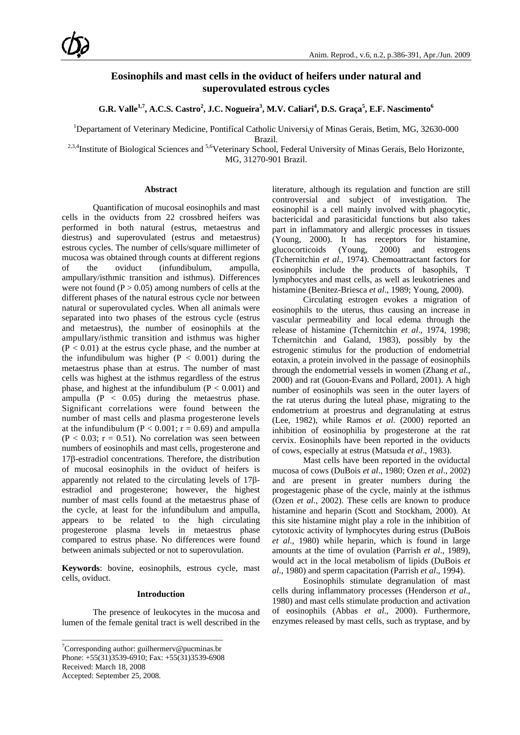# Eosinophils and mast cells in the oviduct of heifers under natural and superovulated estrous cycles

**G.R. Valle[1,7], A.C.S. Castro[2], J.C. Nogueira[3], M.V. Caliari[4], D.S. Graça[5], E.F. Nascimento[6]**

[1]Departament of Veterinary Medicine, Pontifical Catholic Universiy of Minas Gerais, Betim, MG, 32630-000 Brazil.
[2,3,4]Institute of Biological Sciences and [5,6]Veterinary School, Federal University of Minas Gerais, Belo Horizonte, MG, 31270-901 Brazil.

## Abstract

Quantification of mucosal eosinophils and mast cells in the oviducts from 22 crossbred heifers was performed in both natural (estrus, metaestrus and diestrus) and superovulated (estrus and metaestrus) estrous cycles. The number of cells/square millimeter of mucosa was obtained through counts at different regions of the oviduct (infundibulum, ampulla, ampullary/isthmic transition and isthmus). Differences were not found ($P > 0.05$) among numbers of cells at the different phases of the natural estrous cycle nor between natural or superovulated cycles. When all animals were separated into two phases of the estrous cycle (estrus and metaestrus), the number of eosinophils at the ampullary/isthmic transition and isthmus was higher ($P < 0.01$) at the estrus cycle phase, and the number at the infundibulum was higher ($P < 0.001$) during the metaestrus phase than at estrus. The number of mast cells was highest at the isthmus regardless of the estrus phase, and highest at the infundibulum ($P < 0.001$) and ampulla ($P < 0.05$) during the metaestrus phase. Significant correlations were found between the number of mast cells and plasma progesterone levels at the infundibulum ($P < 0.001$; $r = 0.69$) and ampulla ($P < 0.03$; $r = 0.51$). No correlation was seen between numbers of eosinophils and mast cells, progesterone and 17β-estradiol concentrations. Therefore, the distribution of mucosal eosinophils in the oviduct of heifers is apparently not related to the circulating levels of 17β-estradiol and progesterone; however, the highest number of mast cells found at the metaestrus phase of the cycle, at least for the infundibulum and ampulla, appears to be related to the high circulating progesterone plasma levels in metaestrus phase compared to estrus phase. No differences were found between animals subjected or not to superovulation.

**Keywords**: bovine, eosinophils, estrous cycle, mast cells, oviduct.

## Introduction

The presence of leukocytes in the mucosa and lumen of the female genital tract is well described in the literature, although its regulation and function are still controversial and subject of investigation. The eosinophil is a cell mainly involved with phagocytic, bactericidal and parasiticidal functions but also takes part in inflammatory and allergic processes in tissues (Young, 2000). It has receptors for histamine, glucocorticoids (Young, 2000) and estrogens (Tchernitchin *et al*., 1974). Chemoattractant factors for eosinophils include the products of basophils, T lymphocytes and mast cells, as well as leukotrienes and histamine (Benitez-Briesca *et al*., 1989; Young, 2000).

Circulating estrogen evokes a migration of eosinophils to the uterus, thus causing an increase in vascular permeability and local edema through the release of histamine (Tchernitchin *et al*., 1974, 1998; Tchernitchin and Galand, 1983), possibly by the estrogenic stimulus for the production of endometrial eotaxin, a protein involved in the passage of eosinophils through the endometrial vessels in women (Zhang *et al*., 2000) and rat (Gouon-Evans and Pollard, 2001). A high number of eosinophils was seen in the outer layers of the rat uterus during the luteal phase, migrating to the endometrium at proestrus and degranulating at estrus (Lee, 1982), while Ramos *et al.* (2000) reported an inhibition of eosinophilia by progesterone at the rat cervix. Eosinophils have been reported in the oviducts of cows, especially at estrus (Matsuda *et al*., 1983).

Mast cells have been reported in the oviductal mucosa of cows (DuBois *et al*., 1980; Ozen *et al*., 2002) and are present in greater numbers during the progestagenic phase of the cycle, mainly at the isthmus (Ozen *et al*., 2002). These cells are known to produce histamine and heparin (Scott and Stockham, 2000). At this site histamine might play a role in the inhibition of cytotoxic activity of lymphocytes during estrus (DuBois *et al*., 1980) while heparin, which is found in large amounts at the time of ovulation (Parrish *et al*., 1989), would act in the local metabolism of lipids (DuBois *et al*., 1980) and sperm capacitation (Parrish *et al*., 1994).

Eosinophils stimulate degranulation of mast cells during inflammatory processes (Henderson *et al*., 1980) and mast cells stimulate production and activation of eosinophils (Abbas *et al*., 2000). Furthermore, enzymes released by mast cells, such as tryptase, and by

[7]Corresponding author: guilhermerv@pucminas.br
Phone: +55(31)3539-6910; Fax: +55(31)3539-6908
Received: March 18, 2008
Accepted: September 25, 2008.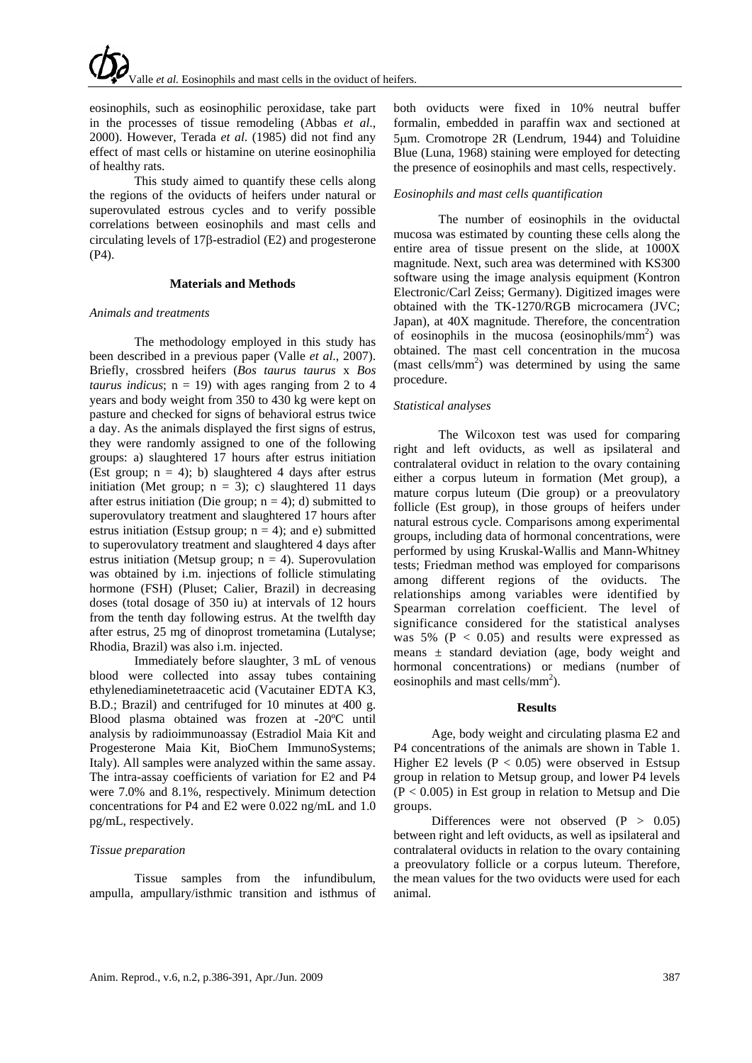eosinophils, such as eosinophilic peroxidase, take part in the processes of tissue remodeling (Abbas *et al*., 2000). However, Terada *et al*. (1985) did not find any effect of mast cells or histamine on uterine eosinophilia of healthy rats.

This study aimed to quantify these cells along the regions of the oviducts of heifers under natural or superovulated estrous cycles and to verify possible correlations between eosinophils and mast cells and circulating levels of 17β-estradiol (E2) and progesterone (P4).

## Materials and Methods

### *Animals and treatments*

The methodology employed in this study has been described in a previous paper (Valle *et al*., 2007). Briefly, crossbred heifers (*Bos taurus taurus* x *Bos taurus indicus*; n = 19) with ages ranging from 2 to 4 years and body weight from 350 to 430 kg were kept on pasture and checked for signs of behavioral estrus twice a day. As the animals displayed the first signs of estrus, they were randomly assigned to one of the following groups: a) slaughtered 17 hours after estrus initiation (Est group; n = 4); b) slaughtered 4 days after estrus initiation (Met group; n = 3); c) slaughtered 11 days after estrus initiation (Die group; n = 4); d) submitted to superovulatory treatment and slaughtered 17 hours after estrus initiation (Estsup group; n = 4); and e) submitted to superovulatory treatment and slaughtered 4 days after estrus initiation (Metsup group; n = 4). Superovulation was obtained by i.m. injections of follicle stimulating hormone (FSH) (Pluset; Calier, Brazil) in decreasing doses (total dosage of 350 iu) at intervals of 12 hours from the tenth day following estrus. At the twelfth day after estrus, 25 mg of dinoprost trometamina (Lutalyse; Rhodia, Brazil) was also i.m. injected.

Immediately before slaughter, 3 mL of venous blood were collected into assay tubes containing ethylenediaminetetraacetic acid (Vacutainer EDTA K3, B.D.; Brazil) and centrifuged for 10 minutes at 400 g. Blood plasma obtained was frozen at -20ºC until analysis by radioimmunoassay (Estradiol Maia Kit and Progesterone Maia Kit, BioChem ImmunoSystems; Italy). All samples were analyzed within the same assay. The intra-assay coefficients of variation for E2 and P4 were 7.0% and 8.1%, respectively. Minimum detection concentrations for P4 and E2 were 0.022 ng/mL and 1.0 pg/mL, respectively.

### *Tissue preparation*

Tissue samples from the infundibulum, ampulla, ampullary/isthmic transition and isthmus of both oviducts were fixed in 10% neutral buffer formalin, embedded in paraffin wax and sectioned at 5μm. Cromotrope 2R (Lendrum, 1944) and Toluidine Blue (Luna, 1968) staining were employed for detecting the presence of eosinophils and mast cells, respectively.

### *Eosinophils and mast cells quantification*

The number of eosinophils in the oviductal mucosa was estimated by counting these cells along the entire area of tissue present on the slide, at 1000X magnitude. Next, such area was determined with KS300 software using the image analysis equipment (Kontron Electronic/Carl Zeiss; Germany). Digitized images were obtained with the TK-1270/RGB microcamera (JVC; Japan), at 40X magnitude. Therefore, the concentration of eosinophils in the mucosa (eosinophils/mm$^2$) was obtained. The mast cell concentration in the mucosa (mast cells/mm$^2$) was determined by using the same procedure.

### *Statistical analyses*

The Wilcoxon test was used for comparing right and left oviducts, as well as ipsilateral and contralateral oviduct in relation to the ovary containing either a corpus luteum in formation (Met group), a mature corpus luteum (Die group) or a preovulatory follicle (Est group), in those groups of heifers under natural estrous cycle. Comparisons among experimental groups, including data of hormonal concentrations, were performed by using Kruskal-Wallis and Mann-Whitney tests; Friedman method was employed for comparisons among different regions of the oviducts. The relationships among variables were identified by Spearman correlation coefficient. The level of significance considered for the statistical analyses was 5% ($P < 0.05$) and results were expressed as means ± standard deviation (age, body weight and hormonal concentrations) or medians (number of eosinophils and mast cells/mm$^2$).

## Results

Age, body weight and circulating plasma E2 and P4 concentrations of the animals are shown in Table 1. Higher E2 levels ($P < 0.05$) were observed in Estsup group in relation to Metsup group, and lower P4 levels ($P < 0.005$) in Est group in relation to Metsup and Die groups.

Differences were not observed ($P > 0.05$) between right and left oviducts, as well as ipsilateral and contralateral oviducts in relation to the ovary containing a preovulatory follicle or a corpus luteum. Therefore, the mean values for the two oviducts were used for each animal.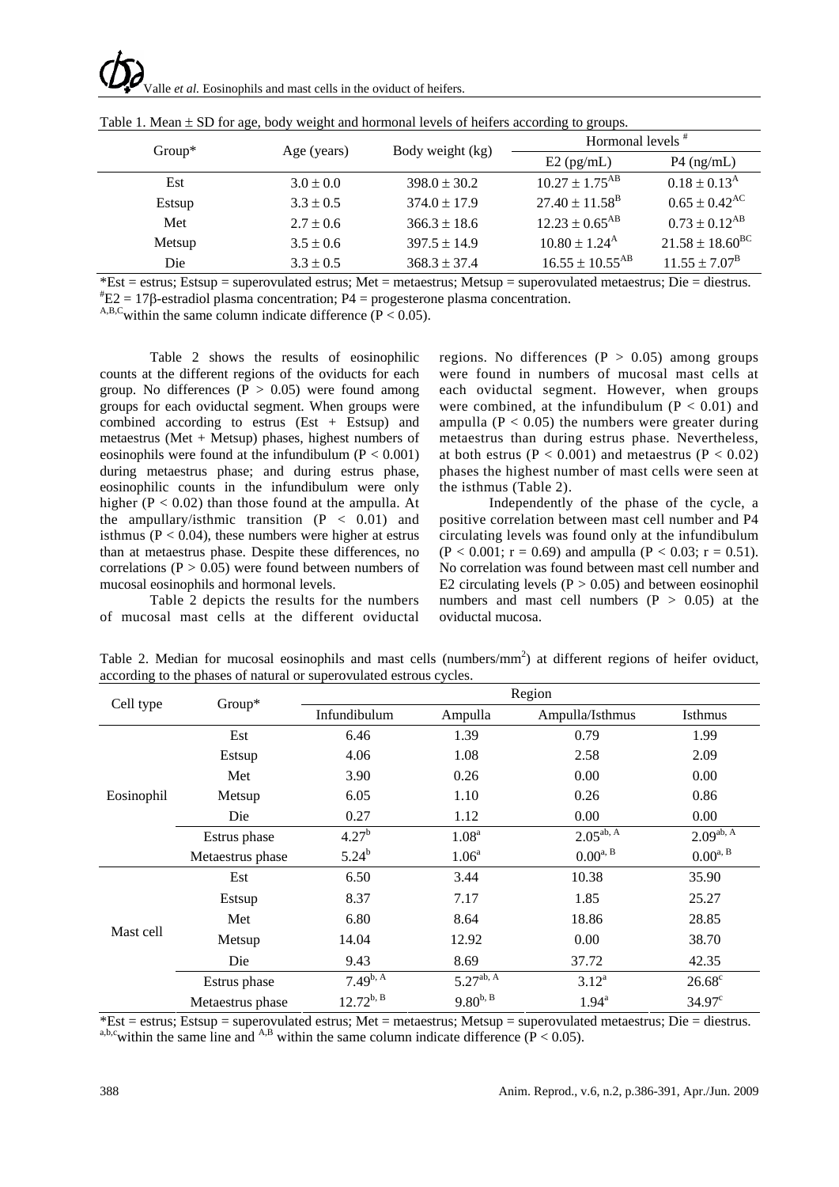Table 1. Mean ± SD for age, body weight and hormonal levels of heifers according to groups.

| Group* | Age (years) | Body weight (kg) | Hormonal levels [#] | |
|---|---|---|---|---|
| | | | E2 (pg/mL) | P4 (ng/mL) |
| Est | 3.0 ± 0.0 | 398.0 ± 30.2 | 10.27 ± 1.75[AB] | 0.18 ± 0.13[A] |
| Estsup | 3.3 ± 0.5 | 374.0 ± 17.9 | 27.40 ± 11.58[B] | 0.65 ± 0.42[AC] |
| Met | 2.7 ± 0.6 | 366.3 ± 18.6 | 12.23 ± 0.65[AB] | 0.73 ± 0.12[AB] |
| Metsup | 3.5 ± 0.6 | 397.5 ± 14.9 | 10.80 ± 1.24[A] | 21.58 ± 18.60[BC] |
| Die | 3.3 ± 0.5 | 368.3 ± 37.4 | 16.55 ± 10.55[AB] | 11.55 ± 7.07[B] |

*Est = estrus; Estsup = superovulated estrus; Met = metaestrus; Metsup = superovulated metaestrus; Die = diestrus.
[#]E2 = 17β-estradiol plasma concentration; P4 = progesterone plasma concentration.
[A,B,C]within the same column indicate difference ($P < 0.05$).

Table 2 shows the results of eosinophilic counts at the different regions of the oviducts for each group. No differences ($P > 0.05$) were found among groups for each oviductal segment. When groups were combined according to estrus (Est + Estsup) and metaestrus (Met + Metsup) phases, highest numbers of eosinophils were found at the infundibulum ($P < 0.001$) during metaestrus phase; and during estrus phase, eosinophilic counts in the infundibulum were only higher ($P < 0.02$) than those found at the ampulla. At the ampullary/isthmic transition ($P < 0.01$) and isthmus ($P < 0.04$), these numbers were higher at estrus than at metaestrus phase. Despite these differences, no correlations ($P > 0.05$) were found between numbers of mucosal eosinophils and hormonal levels.

Table 2 depicts the results for the numbers of mucosal mast cells at the different oviductal regions. No differences ($P > 0.05$) among groups were found in numbers of mucosal mast cells at each oviductal segment. However, when groups were combined, at the infundibulum ($P < 0.01$) and ampulla ($P < 0.05$) the numbers were greater during metaestrus than during estrus phase. Nevertheless, at both estrus ($P < 0.001$) and metaestrus ($P < 0.02$) phases the highest number of mast cells were seen at the isthmus (Table 2).

Independently of the phase of the cycle, a positive correlation between mast cell number and P4 circulating levels was found only at the infundibulum ($P < 0.001$; $r = 0.69$) and ampulla ($P < 0.03$; $r = 0.51$). No correlation was found between mast cell number and E2 circulating levels ($P > 0.05$) and between eosinophil numbers and mast cell numbers ($P > 0.05$) at the oviductal mucosa.

Table 2. Median for mucosal eosinophils and mast cells (numbers/mm$^2$) at different regions of heifer oviduct, according to the phases of natural or superovulated estrous cycles.

| Cell type | Group* | Region | | | |
|---|---|---|---|---|---|
| | | Infundibulum | Ampulla | Ampulla/Isthmus | Isthmus |
| Eosinophil | Est | 6.46 | 1.39 | 0.79 | 1.99 |
| | Estsup | 4.06 | 1.08 | 2.58 | 2.09 |
| | Met | 3.90 | 0.26 | 0.00 | 0.00 |
| | Metsup | 6.05 | 1.10 | 0.26 | 0.86 |
| | Die | 0.27 | 1.12 | 0.00 | 0.00 |
| | Estrus phase | 4.27[b] | 1.08[a] | 2.05[ab, A] | 2.09[ab, A] |
| | Metaestrus phase | 5.24[b] | 1.06[a] | 0.00[a, B] | 0.00[a, B] |
| Mast cell | Est | 6.50 | 3.44 | 10.38 | 35.90 |
| | Estsup | 8.37 | 7.17 | 1.85 | 25.27 |
| | Met | 6.80 | 8.64 | 18.86 | 28.85 |
| | Metsup | 14.04 | 12.92 | 0.00 | 38.70 |
| | Die | 9.43 | 8.69 | 37.72 | 42.35 |
| | Estrus phase | 7.49[b, A] | 5.27[ab, A] | 3.12[a] | 26.68[c] |
| | Metaestrus phase | 12.72[b, B] | 9.80[b, B] | 1.94[a] | 34.97[c] |

*Est = estrus; Estsup = superovulated estrus; Met = metaestrus; Metsup = superovulated metaestrus; Die = diestrus.
[a,b,c]within the same line and [A,B] within the same column indicate difference ($P < 0.05$).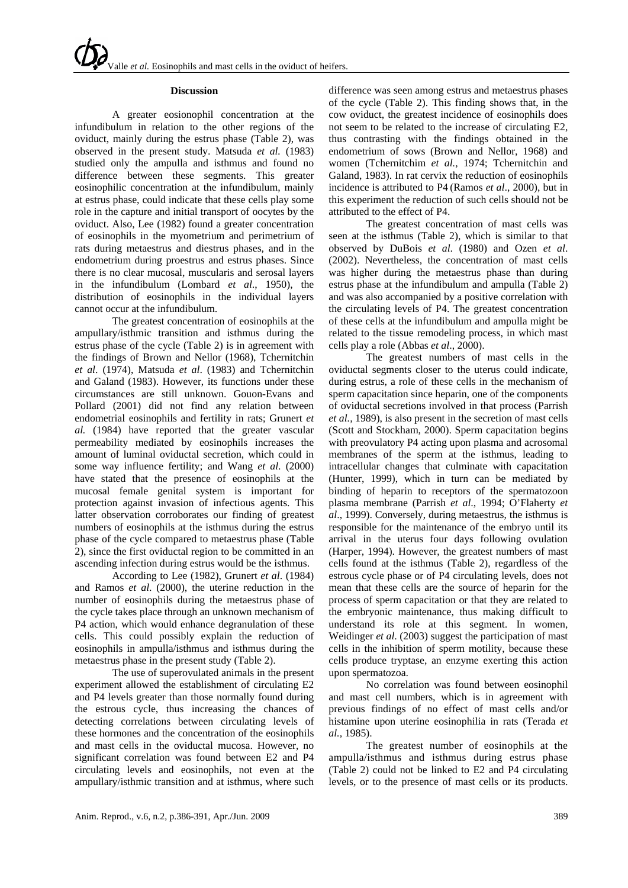### Discussion

A greater eosionophil concentration at the infundibulum in relation to the other regions of the oviduct, mainly during the estrus phase (Table 2), was observed in the present study. Matsuda *et al.* (1983) studied only the ampulla and isthmus and found no difference between these segments. This greater eosinophilic concentration at the infundibulum, mainly at estrus phase, could indicate that these cells play some role in the capture and initial transport of oocytes by the oviduct. Also, Lee (1982) found a greater concentration of eosinophils in the myometrium and perimetrium of rats during metaestrus and diestrus phases, and in the endometrium during proestrus and estrus phases. Since there is no clear mucosal, muscularis and serosal layers in the infundibulum (Lombard *et al*., 1950), the distribution of eosinophils in the individual layers cannot occur at the infundibulum.

The greatest concentration of eosinophils at the ampullary/isthmic transition and isthmus during the estrus phase of the cycle (Table 2) is in agreement with the findings of Brown and Nellor (1968), Tchernitchin *et al*. (1974), Matsuda *et al*. (1983) and Tchernitchin and Galand (1983). However, its functions under these circumstances are still unknown. Gouon-Evans and Pollard (2001) did not find any relation between endometrial eosinophils and fertility in rats; Grunert *et al.* (1984) have reported that the greater vascular permeability mediated by eosinophils increases the amount of luminal oviductal secretion, which could in some way influence fertility; and Wang *et al*. (2000) have stated that the presence of eosinophils at the mucosal female genital system is important for protection against invasion of infectious agents. This latter observation corroborates our finding of greatest numbers of eosinophils at the isthmus during the estrus phase of the cycle compared to metaestrus phase (Table 2), since the first oviductal region to be committed in an ascending infection during estrus would be the isthmus.

According to Lee (1982), Grunert *et al*. (1984) and Ramos *et al*. (2000), the uterine reduction in the number of eosinophils during the metaestrus phase of the cycle takes place through an unknown mechanism of P4 action, which would enhance degranulation of these cells. This could possibly explain the reduction of eosinophils in ampulla/isthmus and isthmus during the metaestrus phase in the present study (Table 2).

The use of superovulated animals in the present experiment allowed the establishment of circulating E2 and P4 levels greater than those normally found during the estrous cycle, thus increasing the chances of detecting correlations between circulating levels of these hormones and the concentration of the eosinophils and mast cells in the oviductal mucosa. However, no significant correlation was found between E2 and P4 circulating levels and eosinophils, not even at the ampullary/isthmic transition and at isthmus, where such difference was seen among estrus and metaestrus phases of the cycle (Table 2). This finding shows that, in the cow oviduct, the greatest incidence of eosinophils does not seem to be related to the increase of circulating E2, thus contrasting with the findings obtained in the endometrium of sows (Brown and Nellor, 1968) and women (Tchernitchim *et al.*, 1974; Tchernitchin and Galand, 1983). In rat cervix the reduction of eosinophils incidence is attributed to P4 (Ramos *et al*., 2000), but in this experiment the reduction of such cells should not be attributed to the effect of P4.

The greatest concentration of mast cells was seen at the isthmus (Table 2), which is similar to that observed by DuBois *et al.* (1980) and Ozen *et al*. (2002). Nevertheless, the concentration of mast cells was higher during the metaestrus phase than during estrus phase at the infundibulum and ampulla (Table 2) and was also accompanied by a positive correlation with the circulating levels of P4. The greatest concentration of these cells at the infundibulum and ampulla might be related to the tissue remodeling process, in which mast cells play a role (Abbas *et al*., 2000).

The greatest numbers of mast cells in the oviductal segments closer to the uterus could indicate, during estrus, a role of these cells in the mechanism of sperm capacitation since heparin, one of the components of oviductal secretions involved in that process (Parrish *et al.*, 1989), is also present in the secretion of mast cells (Scott and Stockham, 2000). Sperm capacitation begins with preovulatory P4 acting upon plasma and acrosomal membranes of the sperm at the isthmus, leading to intracellular changes that culminate with capacitation (Hunter, 1999), which in turn can be mediated by binding of heparin to receptors of the spermatozoon plasma membrane (Parrish *et al*., 1994; O'Flaherty *et al*., 1999). Conversely, during metaestrus, the isthmus is responsible for the maintenance of the embryo until its arrival in the uterus four days following ovulation (Harper, 1994). However, the greatest numbers of mast cells found at the isthmus (Table 2), regardless of the estrous cycle phase or of P4 circulating levels, does not mean that these cells are the source of heparin for the process of sperm capacitation or that they are related to the embryonic maintenance, thus making difficult to understand its role at this segment. In women, Weidinger *et al*. (2003) suggest the participation of mast cells in the inhibition of sperm motility, because these cells produce tryptase, an enzyme exerting this action upon spermatozoa.

No correlation was found between eosinophil and mast cell numbers, which is in agreement with previous findings of no effect of mast cells and/or histamine upon uterine eosinophilia in rats (Terada *et al.*, 1985).

The greatest number of eosinophils at the ampulla/isthmus and isthmus during estrus phase (Table 2) could not be linked to E2 and P4 circulating levels, or to the presence of mast cells or its products.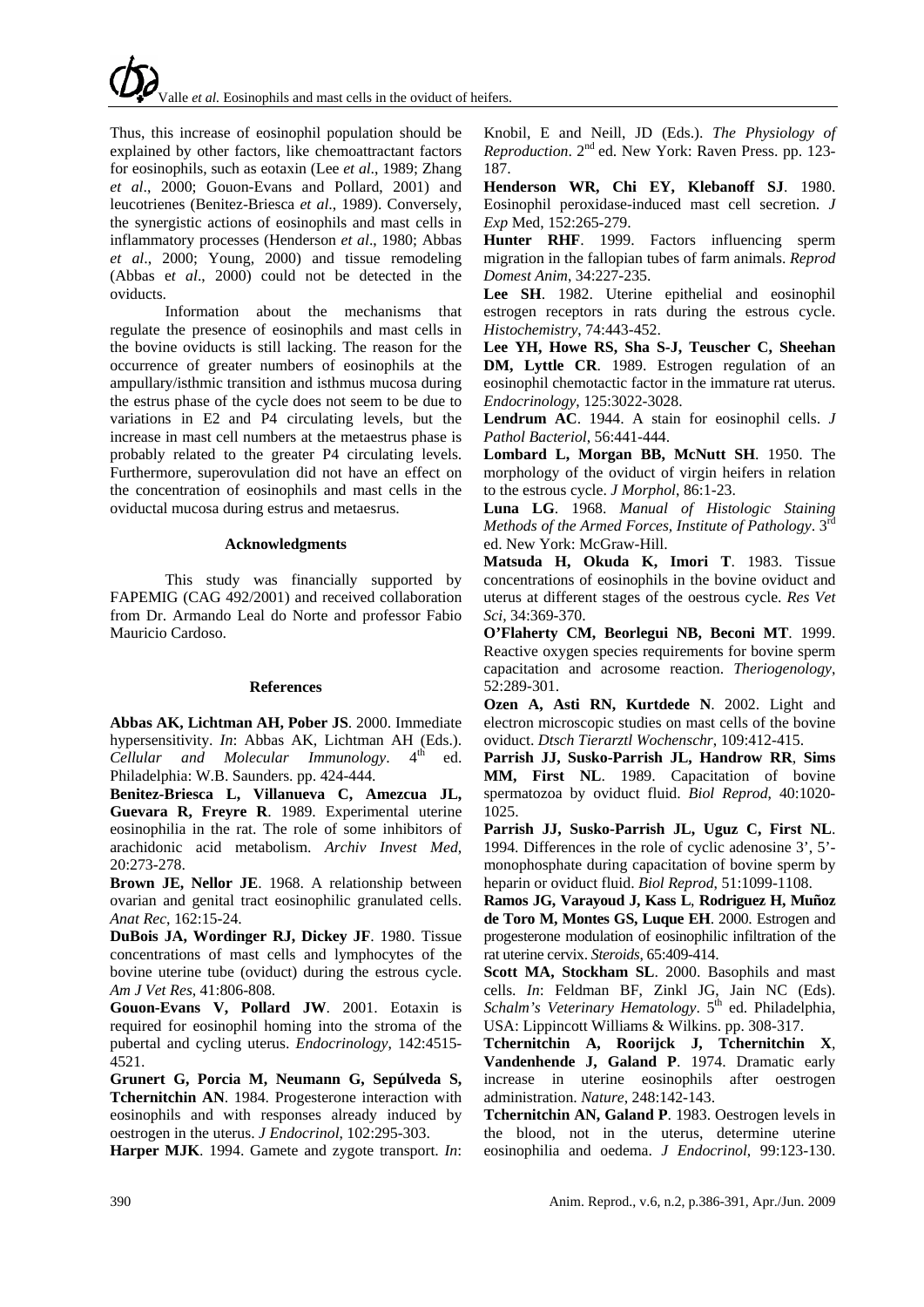Thus, this increase of eosinophil population should be explained by other factors, like chemoattractant factors for eosinophils, such as eotaxin (Lee *et al*., 1989; Zhang *et al*., 2000; Gouon-Evans and Pollard, 2001) and leucotrienes (Benitez-Briesca *et al*., 1989). Conversely, the synergistic actions of eosinophils and mast cells in inflammatory processes (Henderson *et al*., 1980; Abbas *et al*., 2000; Young, 2000) and tissue remodeling (Abbas e*t al*., 2000) could not be detected in the oviducts.

Information about the mechanisms that regulate the presence of eosinophils and mast cells in the bovine oviducts is still lacking. The reason for the occurrence of greater numbers of eosinophils at the ampullary/isthmic transition and isthmus mucosa during the estrus phase of the cycle does not seem to be due to variations in E2 and P4 circulating levels, but the increase in mast cell numbers at the metaestrus phase is probably related to the greater P4 circulating levels. Furthermore, superovulation did not have an effect on the concentration of eosinophils and mast cells in the oviductal mucosa during estrus and metaesrus.

## Acknowledgments

This study was financially supported by FAPEMIG (CAG 492/2001) and received collaboration from Dr. Armando Leal do Norte and professor Fabio Mauricio Cardoso.

## References

**Abbas AK, Lichtman AH, Pober JS**. 2000. Immediate hypersensitivity. *In*: Abbas AK, Lichtman AH (Eds.). *Cellular and Molecular Immunology*. 4th ed. Philadelphia: W.B. Saunders. pp. 424-444.

**Benitez-Briesca L, Villanueva C, Amezcua JL, Guevara R, Freyre R**. 1989. Experimental uterine eosinophilia in the rat. The role of some inhibitors of arachidonic acid metabolism. *Archiv Invest Med*, 20:273-278.

**Brown JE, Nellor JE**. 1968. A relationship between ovarian and genital tract eosinophilic granulated cells. *Anat Rec*, 162:15-24.

**DuBois JA, Wordinger RJ, Dickey JF**. 1980. Tissue concentrations of mast cells and lymphocytes of the bovine uterine tube (oviduct) during the estrous cycle. *Am J Vet Res*, 41:806-808.

**Gouon-Evans V, Pollard JW**. 2001. Eotaxin is required for eosinophil homing into the stroma of the pubertal and cycling uterus. *Endocrinology*, 142:4515-4521.

**Grunert G, Porcia M, Neumann G, Sepúlveda S, Tchernitchin AN**. 1984. Progesterone interaction with eosinophils and with responses already induced by oestrogen in the uterus. *J Endocrinol*, 102:295-303.

**Harper MJK**. 1994. Gamete and zygote transport. *In*: Knobil, E and Neill, JD (Eds.). *The Physiology of Reproduction*. 2nd ed. New York: Raven Press. pp. 123-187.

**Henderson WR, Chi EY, Klebanoff SJ**. 1980. Eosinophil peroxidase-induced mast cell secretion. *J Exp* Med, 152:265-279.

**Hunter RHF**. 1999. Factors influencing sperm migration in the fallopian tubes of farm animals. *Reprod Domest Anim*, 34:227-235.

**Lee SH**. 1982. Uterine epithelial and eosinophil estrogen receptors in rats during the estrous cycle. *Histochemistry*, 74:443-452.

**Lee YH, Howe RS, Sha S-J, Teuscher C, Sheehan DM, Lyttle CR**. 1989. Estrogen regulation of an eosinophil chemotactic factor in the immature rat uterus. *Endocrinology*, 125:3022-3028.

**Lendrum AC**. 1944. A stain for eosinophil cells. *J Pathol Bacteriol*, 56:441-444.

**Lombard L, Morgan BB, McNutt SH**. 1950. The morphology of the oviduct of virgin heifers in relation to the estrous cycle. *J Morphol*, 86:1-23.

**Luna LG**. 1968. *Manual of Histologic Staining Methods of the Armed Forces, Institute of Pathology*. 3rd ed. New York: McGraw-Hill.

**Matsuda H, Okuda K, Imori T**. 1983. Tissue concentrations of eosinophils in the bovine oviduct and uterus at different stages of the oestrous cycle. *Res Vet Sci*, 34:369-370.

**O'Flaherty CM, Beorlegui NB, Beconi MT**. 1999. Reactive oxygen species requirements for bovine sperm capacitation and acrosome reaction. *Theriogenology*, 52:289-301.

**Ozen A, Asti RN, Kurtdede N**. 2002. Light and electron microscopic studies on mast cells of the bovine oviduct. *Dtsch Tierarztl Wochenschr*, 109:412-415.

**Parrish JJ, Susko-Parrish JL, Handrow RR**, **Sims MM, First NL**. 1989. Capacitation of bovine spermatozoa by oviduct fluid. *Biol Reprod*, 40:1020-1025.

**Parrish JJ, Susko-Parrish JL, Uguz C, First NL**. 1994. Differences in the role of cyclic adenosine 3', 5'-monophosphate during capacitation of bovine sperm by heparin or oviduct fluid. *Biol Reprod*, 51:1099-1108.

**Ramos JG, Varayoud J, Kass L**, **Rodriguez H, Muñoz de Toro M, Montes GS, Luque EH**. 2000. Estrogen and progesterone modulation of eosinophilic infiltration of the rat uterine cervix. *Steroids*, 65:409-414.

**Scott MA, Stockham SL**. 2000. Basophils and mast cells. *In*: Feldman BF, Zinkl JG, Jain NC (Eds). *Schalm's Veterinary Hematology*. 5th ed. Philadelphia, USA: Lippincott Williams & Wilkins. pp. 308-317.

**Tchernitchin A, Roorijck J, Tchernitchin X**, **Vandenhende J, Galand P**. 1974. Dramatic early increase in uterine eosinophils after oestrogen administration. *Nature*, 248:142-143.

**Tchernitchin AN, Galand P**. 1983. Oestrogen levels in the blood, not in the uterus, determine uterine eosinophilia and oedema. *J Endocrinol*, 99:123-130.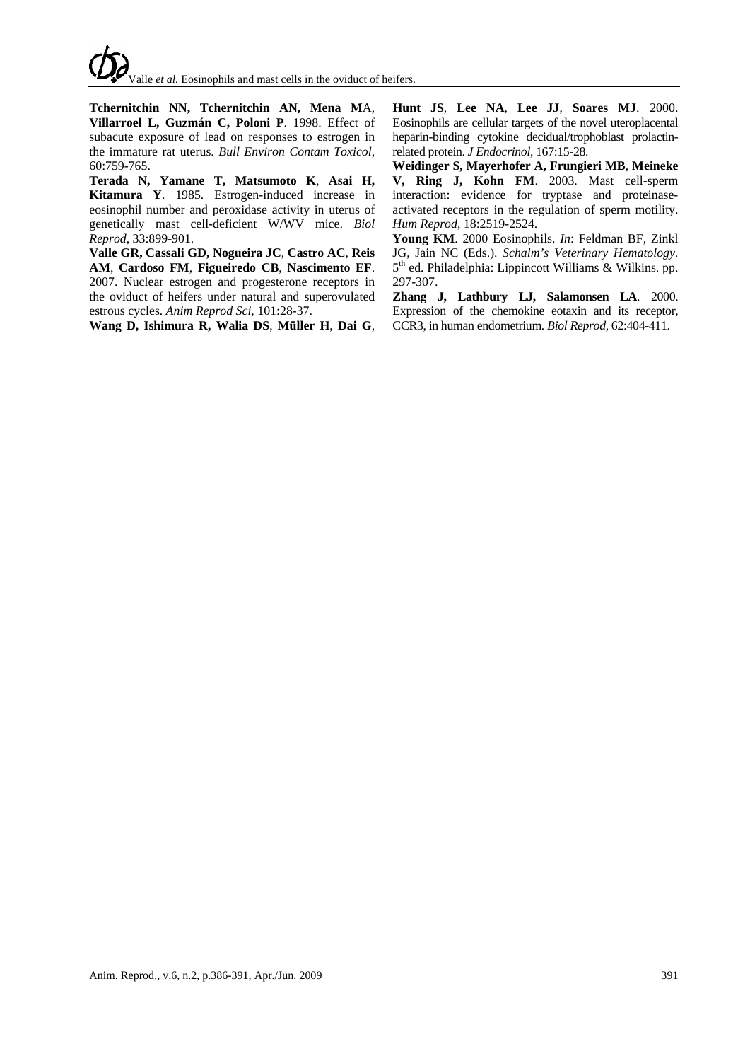**Tchernitchin NN, Tchernitchin AN, Mena MA**, **Villarroel L, Guzmán C, Poloni P**. 1998. Effect of subacute exposure of lead on responses to estrogen in the immature rat uterus. *Bull Environ Contam Toxicol*, 60:759-765.

**Terada N, Yamane T, Matsumoto K**, **Asai H, Kitamura Y**. 1985. Estrogen-induced increase in eosinophil number and peroxidase activity in uterus of genetically mast cell-deficient W/WV mice. *Biol Reprod*, 33:899-901.

**Valle GR, Cassali GD, Nogueira JC**, **Castro AC**, **Reis AM**, **Cardoso FM**, **Figueiredo CB**, **Nascimento EF**. 2007. Nuclear estrogen and progesterone receptors in the oviduct of heifers under natural and superovulated estrous cycles. *Anim Reprod Sci*, 101:28-37.

**Wang D, Ishimura R, Walia DS**, **Müller H**, **Dai G**, **Hunt JS**, **Lee NA**, **Lee JJ**, **Soares MJ**. 2000. Eosinophils are cellular targets of the novel uteroplacental heparin-binding cytokine decidual/trophoblast prolactin-related protein. *J Endocrinol*, 167:15-28.

**Weidinger S, Mayerhofer A, Frungieri MB**, **Meineke V, Ring J, Kohn FM**. 2003. Mast cell-sperm interaction: evidence for tryptase and proteinase-activated receptors in the regulation of sperm motility. *Hum Reprod*, 18:2519-2524.

**Young KM**. 2000 Eosinophils. *In*: Feldman BF, Zinkl JG, Jain NC (Eds.). *Schalm's Veterinary Hematology*. 5th ed. Philadelphia: Lippincott Williams & Wilkins. pp. 297-307.

**Zhang J, Lathbury LJ, Salamonsen LA**. 2000. Expression of the chemokine eotaxin and its receptor, CCR3, in human endometrium. *Biol Reprod*, 62:404-411.